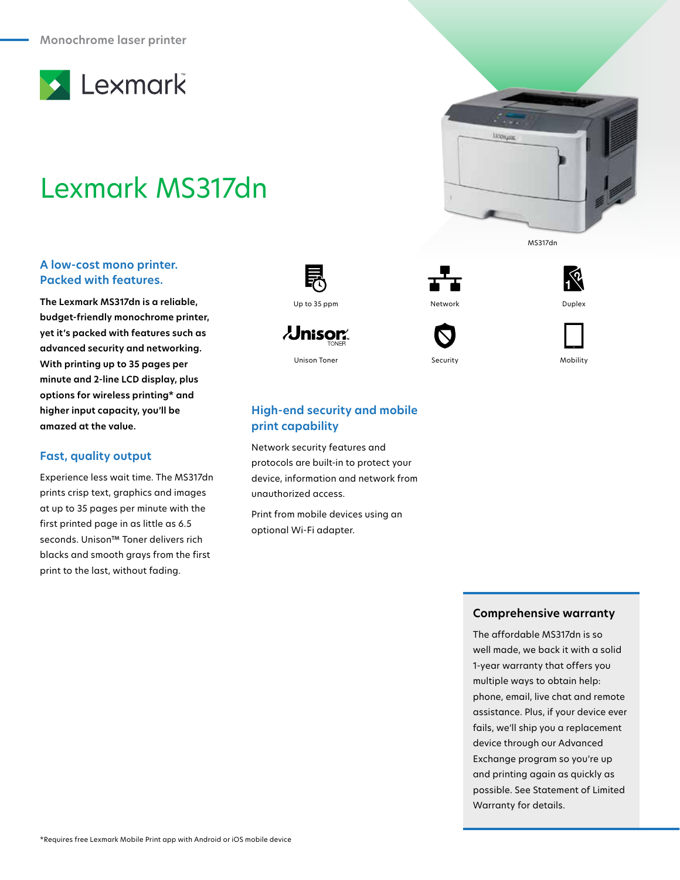Monochrome laser printer

Lexmark

# Lexmark MS317dn

MS317dn

Up to 35 ppm

Network

Duplex

Unison Toner

Security

Mobility

## A low-cost mono printer. Packed with features.

**The Lexmark MS317dn is a reliable, budget-friendly monochrome printer, yet it's packed with features such as advanced security and networking. With printing up to 35 pages per minute and 2-line LCD display, plus options for wireless printing* and higher input capacity, you'll be amazed at the value.**

## Fast, quality output

Experience less wait time. The MS317dn prints crisp text, graphics and images at up to 35 pages per minute with the first printed page in as little as 6.5 seconds. Unison™ Toner delivers rich blacks and smooth grays from the first print to the last, without fading.

## High-end security and mobile print capability

Network security features and protocols are built-in to protect your device, information and network from unauthorized access.

Print from mobile devices using an optional Wi-Fi adapter.

### Comprehensive warranty

The affordable MS317dn is so well made, we back it with a solid 1-year warranty that offers you multiple ways to obtain help: phone, email, live chat and remote assistance. Plus, if your device ever fails, we'll ship you a replacement device through our Advanced Exchange program so you're up and printing again as quickly as possible. See Statement of Limited Warranty for details.

*Requires free Lexmark Mobile Print app with Android or iOS mobile device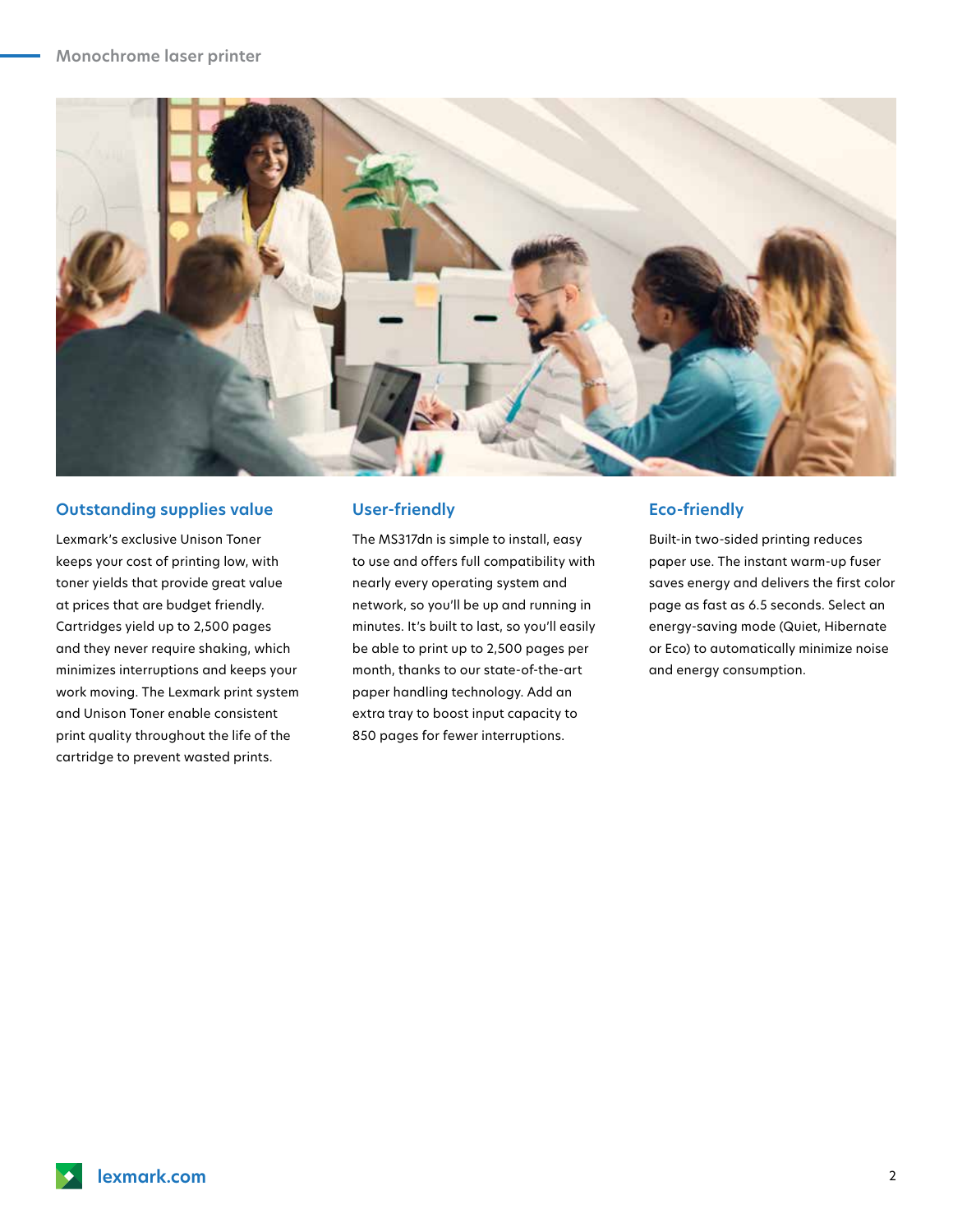## Outstanding supplies value

Lexmark's exclusive Unison Toner keeps your cost of printing low, with toner yields that provide great value at prices that are budget friendly. Cartridges yield up to 2,500 pages and they never require shaking, which minimizes interruptions and keeps your work moving. The Lexmark print system and Unison Toner enable consistent print quality throughout the life of the cartridge to prevent wasted prints.

## User-friendly

The MS317dn is simple to install, easy to use and offers full compatibility with nearly every operating system and network, so you'll be up and running in minutes. It's built to last, so you'll easily be able to print up to 2,500 pages per month, thanks to our state-of-the-art paper handling technology. Add an extra tray to boost input capacity to 850 pages for fewer interruptions.

## Eco-friendly

Built-in two-sided printing reduces paper use. The instant warm-up fuser saves energy and delivers the first color page as fast as 6.5 seconds. Select an energy-saving mode (Quiet, Hibernate or Eco) to automatically minimize noise and energy consumption.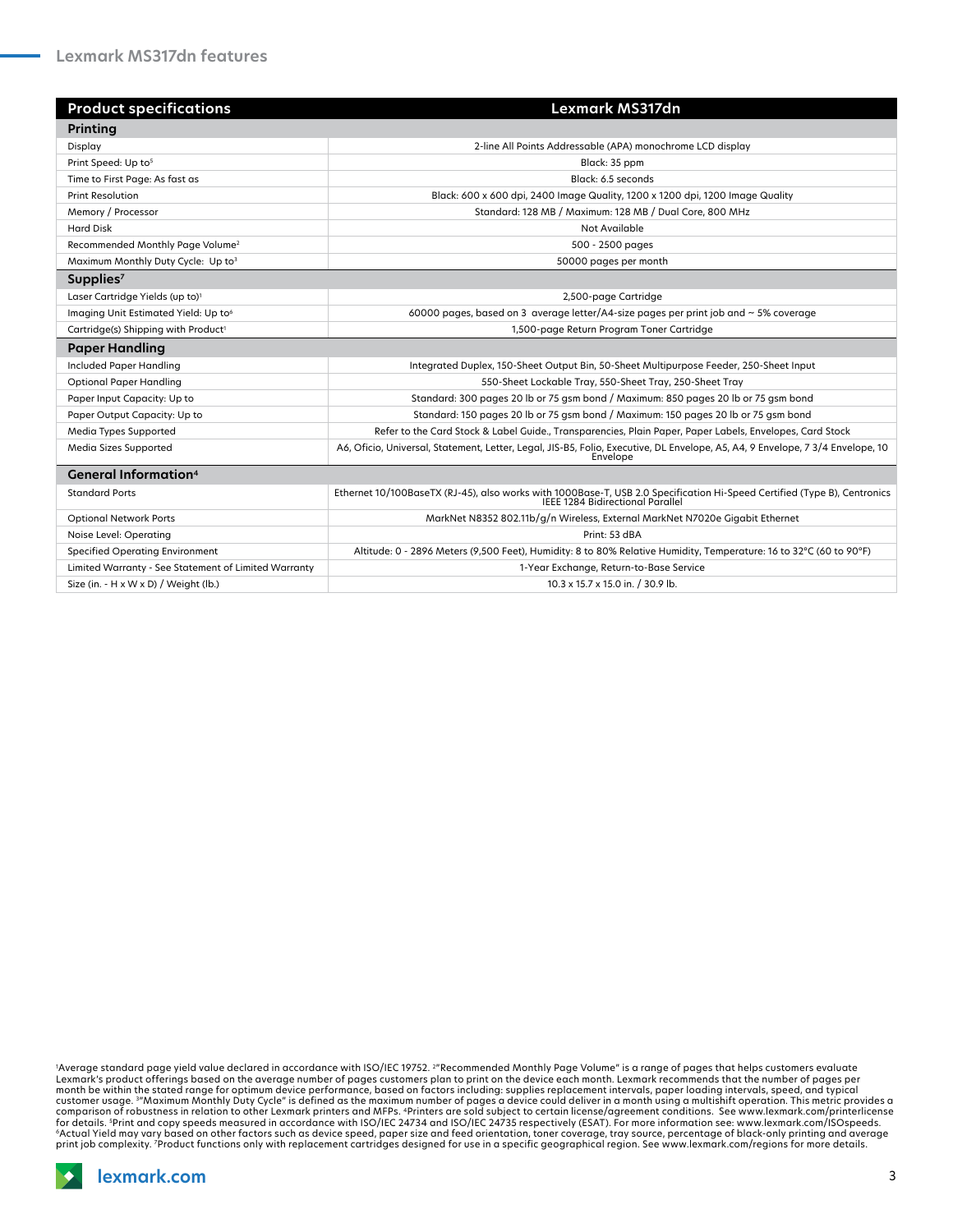## Lexmark MS317dn features

| Product specifications | Lexmark MS317dn |
|---|---|
| **Printing** | |
| Display | 2-line All Points Addressable (APA) monochrome LCD display |
| Print Speed: Up to[5] | Black: 35 ppm |
| Time to First Page: As fast as | Black: 6.5 seconds |
| Print Resolution | Black: 600 x 600 dpi, 2400 Image Quality, 1200 x 1200 dpi, 1200 Image Quality |
| Memory / Processor | Standard: 128 MB / Maximum: 128 MB / Dual Core, 800 MHz |
| Hard Disk | Not Available |
| Recommended Monthly Page Volume[2] | 500 - 2500 pages |
| Maximum Monthly Duty Cycle: Up to[3] | 50000 pages per month |
| **Supplies[7]** | |
| Laser Cartridge Yields (up to)[1] | 2,500-page Cartridge |
| Imaging Unit Estimated Yield: Up to[6] | 60000 pages, based on 3 average letter/A4-size pages per print job and ~ 5% coverage |
| Cartridge(s) Shipping with Product[1] | 1,500-page Return Program Toner Cartridge |
| **Paper Handling** | |
| Included Paper Handling | Integrated Duplex, 150-Sheet Output Bin, 50-Sheet Multipurpose Feeder, 250-Sheet Input |
| Optional Paper Handling | 550-Sheet Lockable Tray, 550-Sheet Tray, 250-Sheet Tray |
| Paper Input Capacity: Up to | Standard: 300 pages 20 lb or 75 gsm bond / Maximum: 850 pages 20 lb or 75 gsm bond |
| Paper Output Capacity: Up to | Standard: 150 pages 20 lb or 75 gsm bond / Maximum: 150 pages 20 lb or 75 gsm bond |
| Media Types Supported | Refer to the Card Stock & Label Guide., Transparencies, Plain Paper, Paper Labels, Envelopes, Card Stock |
| Media Sizes Supported | A6, Oficio, Universal, Statement, Letter, Legal, JIS-B5, Folio, Executive, DL Envelope, A5, A4, 9 Envelope, 7 3/4 Envelope, 10 Envelope |
| **General Information[4]** | |
| Standard Ports | Ethernet 10/100BaseTX (RJ-45), also works with 1000Base-T, USB 2.0 Specification Hi-Speed Certified (Type B), Centronics IEEE 1284 Bidirectional Parallel |
| Optional Network Ports | MarkNet N8352 802.11b/g/n Wireless, External MarkNet N7020e Gigabit Ethernet |
| Noise Level: Operating | Print: 53 dBA |
| Specified Operating Environment | Altitude: 0 - 2896 Meters (9,500 Feet), Humidity: 8 to 80% Relative Humidity, Temperature: 16 to 32°C (60 to 90°F) |
| Limited Warranty - See Statement of Limited Warranty | 1-Year Exchange, Return-to-Base Service |
| Size (in. - H x W x D) / Weight (lb.) | 10.3 x 15.7 x 15.0 in. / 30.9 lb. |

[1]Average standard page yield value declared in accordance with ISO/IEC 19752. [2]"Recommended Monthly Page Volume" is a range of pages that helps customers evaluate Lexmark's product offerings based on the average number of pages customers plan to print on the device each month. Lexmark recommends that the number of pages per month be within the stated range for optimum device performance, based on factors including: supplies replacement intervals, paper loading intervals, speed, and typical customer usage. [3]"Maximum Monthly Duty Cycle" is defined as the maximum number of pages a device could deliver in a month using a multishift operation. This metric provides a comparison of robustness in relation to other Lexmark printers and MFPs. [4]Printers are sold subject to certain license/agreement conditions. See www.lexmark.com/printerlicense for details. [5]Print and copy speeds measured in accordance with ISO/IEC 24734 and ISO/IEC 24735 respectively (ESAT). For more information see: www.lexmark.com/ISOspeeds. [6]Actual Yield may vary based on other factors such as device speed, paper size and feed orientation, toner coverage, tray source, percentage of black-only printing and average print job complexity. [7]Product functions only with replacement cartridges designed for use in a specific geographical region. See www.lexmark.com/regions for more details.

lexmark.com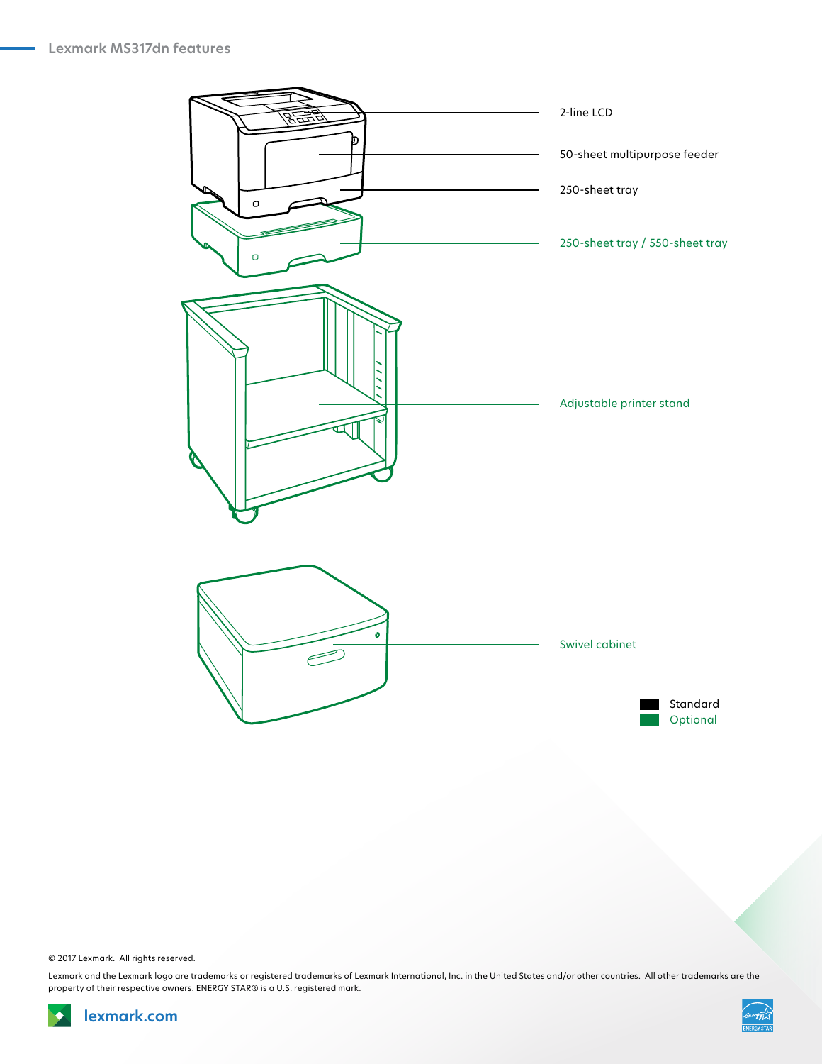## Lexmark MS317dn features

2-line LCD

50-sheet multipurpose feeder

250-sheet tray

250-sheet tray / 550-sheet tray

Adjustable printer stand

Swivel cabinet

Standard
Optional

© 2017 Lexmark. All rights reserved.

Lexmark and the Lexmark logo are trademarks or registered trademarks of Lexmark International, Inc. in the United States and/or other countries. All other trademarks are the property of their respective owners. ENERGY STAR® is a U.S. registered mark.

lexmark.com